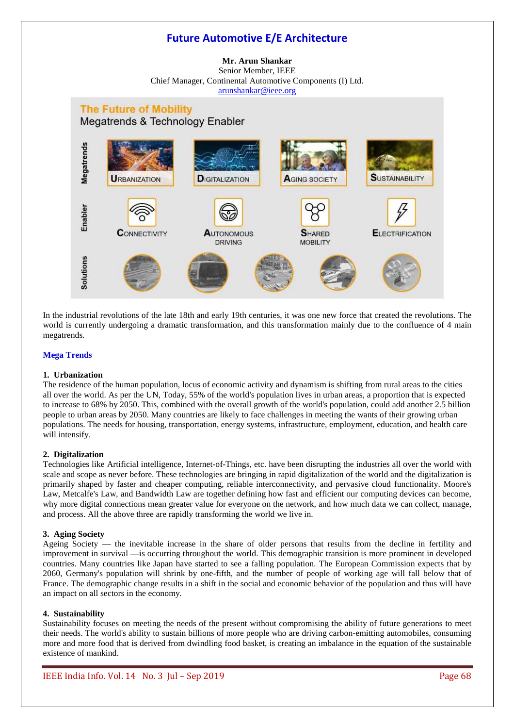# Future Automotive E/E Architecture

**Mr. Arun Shankar**
Senior Member, IEEE
Chief Manager, Continental Automotive Components (I) Ltd.
arunshankar@ieee.org

In the industrial revolutions of the late 18th and early 19th centuries, it was one new force that created the revolutions. The world is currently undergoing a dramatic transformation, and this transformation mainly due to the confluence of 4 main megatrends.

## Mega Trends

### 1. Urbanization

The residence of the human population, locus of economic activity and dynamism is shifting from rural areas to the cities all over the world. As per the UN, Today, 55% of the world's population lives in urban areas, a proportion that is expected to increase to 68% by 2050. This, combined with the overall growth of the world's population, could add another 2.5 billion people to urban areas by 2050. Many countries are likely to face challenges in meeting the wants of their growing urban populations. The needs for housing, transportation, energy systems, infrastructure, employment, education, and health care will intensify.

### 2. Digitalization

Technologies like Artificial intelligence, Internet-of-Things, etc. have been disrupting the industries all over the world with scale and scope as never before. These technologies are bringing in rapid digitalization of the world and the digitalization is primarily shaped by faster and cheaper computing, reliable interconnectivity, and pervasive cloud functionality. Moore's Law, Metcalfe's Law, and Bandwidth Law are together defining how fast and efficient our computing devices can become, why more digital connections mean greater value for everyone on the network, and how much data we can collect, manage, and process. All the above three are rapidly transforming the world we live in.

### 3. Aging Society

Ageing Society — the inevitable increase in the share of older persons that results from the decline in fertility and improvement in survival —is occurring throughout the world. This demographic transition is more prominent in developed countries. Many countries like Japan have started to see a falling population. The European Commission expects that by 2060, Germany's population will shrink by one-fifth, and the number of people of working age will fall below that of France. The demographic change results in a shift in the social and economic behavior of the population and thus will have an impact on all sectors in the economy.

### 4. Sustainability

Sustainability focuses on meeting the needs of the present without compromising the ability of future generations to meet their needs. The world's ability to sustain billions of more people who are driving carbon-emitting automobiles, consuming more and more food that is derived from dwindling food basket, is creating an imbalance in the equation of the sustainable existence of mankind.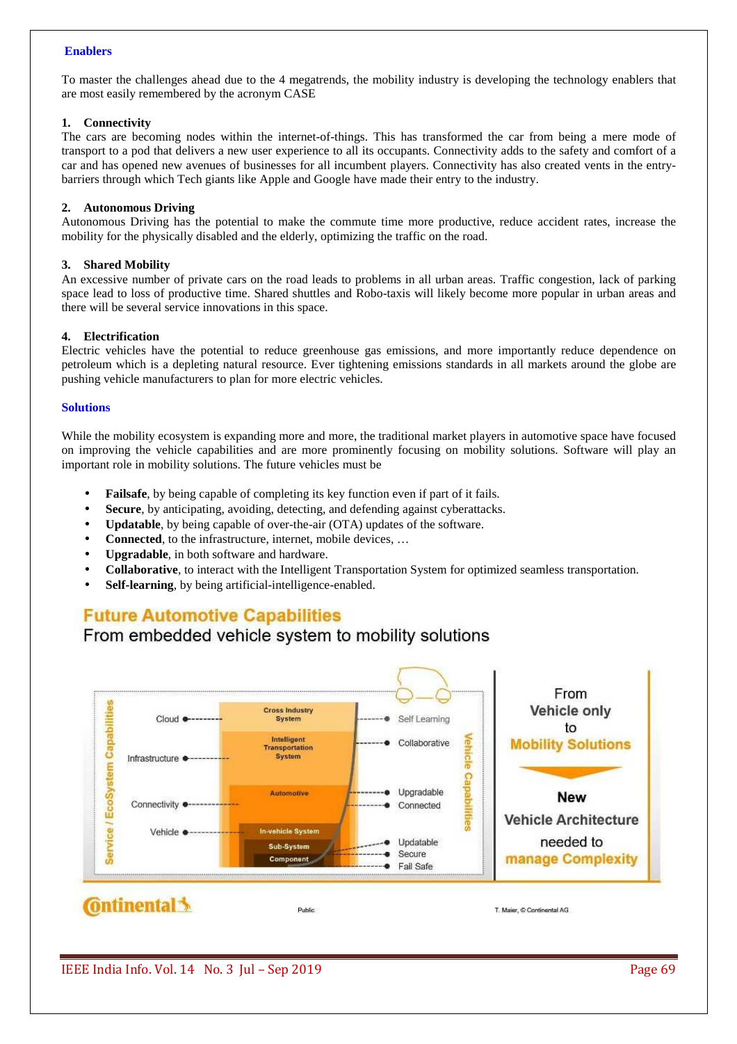### Enablers

To master the challenges ahead due to the 4 megatrends, the mobility industry is developing the technology enablers that are most easily remembered by the acronym CASE

**1. Connectivity**

The cars are becoming nodes within the internet-of-things. This has transformed the car from being a mere mode of transport to a pod that delivers a new user experience to all its occupants. Connectivity adds to the safety and comfort of a car and has opened new avenues of businesses for all incumbent players. Connectivity has also created vents in the entry-barriers through which Tech giants like Apple and Google have made their entry to the industry.

**2. Autonomous Driving**

Autonomous Driving has the potential to make the commute time more productive, reduce accident rates, increase the mobility for the physically disabled and the elderly, optimizing the traffic on the road.

**3. Shared Mobility**

An excessive number of private cars on the road leads to problems in all urban areas. Traffic congestion, lack of parking space lead to loss of productive time. Shared shuttles and Robo-taxis will likely become more popular in urban areas and there will be several service innovations in this space.

**4. Electrification**

Electric vehicles have the potential to reduce greenhouse gas emissions, and more importantly reduce dependence on petroleum which is a depleting natural resource. Ever tightening emissions standards in all markets around the globe are pushing vehicle manufacturers to plan for more electric vehicles.

### Solutions

While the mobility ecosystem is expanding more and more, the traditional market players in automotive space have focused on improving the vehicle capabilities and are more prominently focusing on mobility solutions. Software will play an important role in mobility solutions. The future vehicles must be

- **Failsafe**, by being capable of completing its key function even if part of it fails.
- **Secure**, by anticipating, avoiding, detecting, and defending against cyberattacks.
- **Updatable**, by being capable of over-the-air (OTA) updates of the software.
- **Connected**, to the infrastructure, internet, mobile devices, …
- **Upgradable**, in both software and hardware.
- **Collaborative**, to interact with the Intelligent Transportation System for optimized seamless transportation.
- **Self-learning**, by being artificial-intelligence-enabled.

**Future Automotive Capabilities**

From embedded vehicle system to mobility solutions

Service / EcoSystem Capabilities: Cloud, Infrastructure, Connectivity, Vehicle

Cross Industry System; Intelligent Transportation System; Automotive; In-vehicle System; Sub-System; Component

Vehicle Capabilities: Self Learning, Collaborative, Upgradable, Connected, Updatable, Secure, Fail Safe

From **Vehicle only** to **Mobility Solutions**

**New Vehicle Architecture** needed to **manage Complexity**

Continental — Public — T. Maier, © Continental AG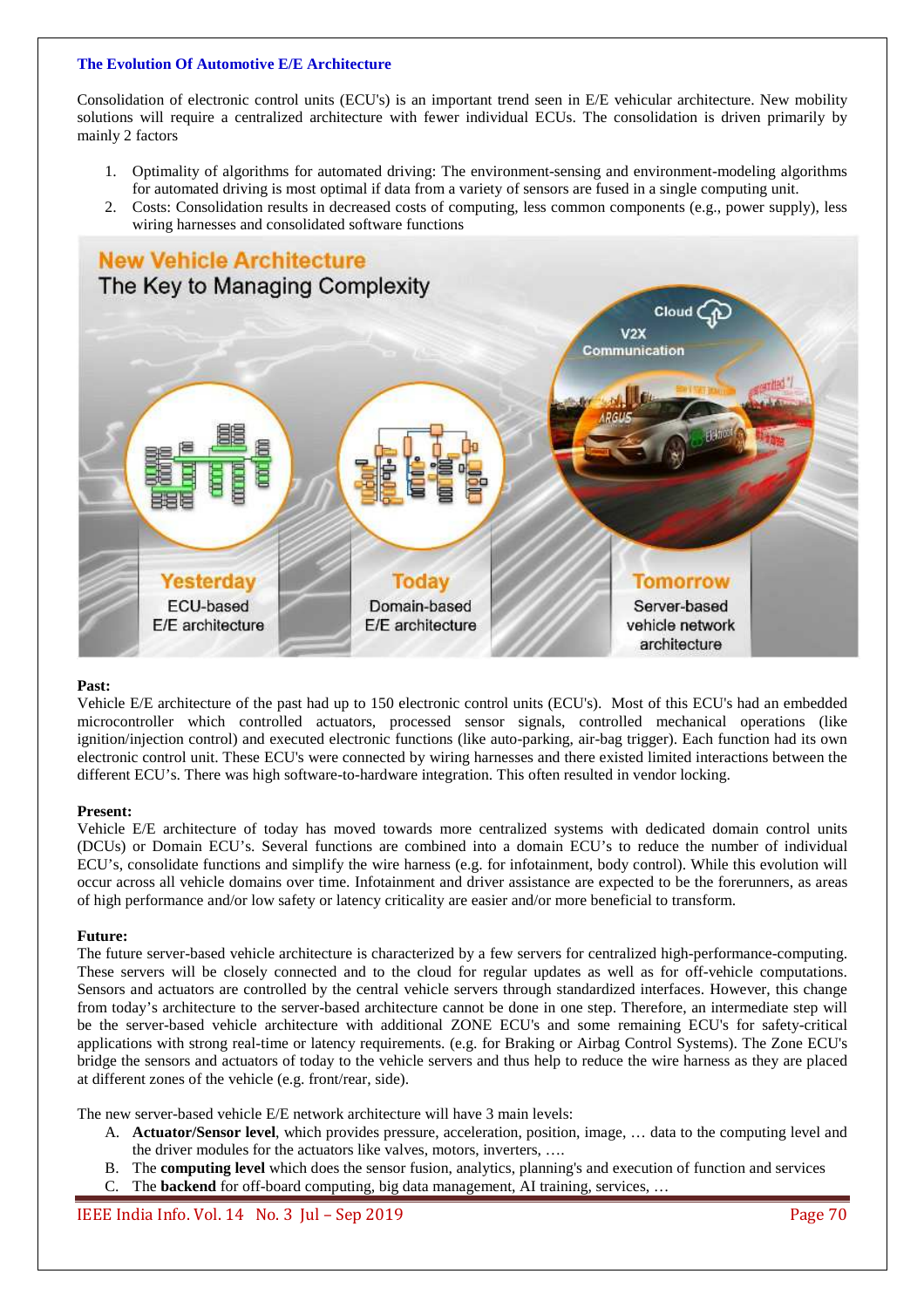### The Evolution Of Automotive E/E Architecture

Consolidation of electronic control units (ECU's) is an important trend seen in E/E vehicular architecture. New mobility solutions will require a centralized architecture with fewer individual ECUs. The consolidation is driven primarily by mainly 2 factors

1. Optimality of algorithms for automated driving: The environment-sensing and environment-modeling algorithms for automated driving is most optimal if data from a variety of sensors are fused in a single computing unit.
2. Costs: Consolidation results in decreased costs of computing, less common components (e.g., power supply), less wiring harnesses and consolidated software functions

**Past:**
Vehicle E/E architecture of the past had up to 150 electronic control units (ECU's). Most of this ECU's had an embedded microcontroller which controlled actuators, processed sensor signals, controlled mechanical operations (like ignition/injection control) and executed electronic functions (like auto-parking, air-bag trigger). Each function had its own electronic control unit. These ECU's were connected by wiring harnesses and there existed limited interactions between the different ECU's. There was high software-to-hardware integration. This often resulted in vendor locking.

**Present:**
Vehicle E/E architecture of today has moved towards more centralized systems with dedicated domain control units (DCUs) or Domain ECU's. Several functions are combined into a domain ECU's to reduce the number of individual ECU's, consolidate functions and simplify the wire harness (e.g. for infotainment, body control). While this evolution will occur across all vehicle domains over time. Infotainment and driver assistance are expected to be the forerunners, as areas of high performance and/or low safety or latency criticality are easier and/or more beneficial to transform.

**Future:**
The future server-based vehicle architecture is characterized by a few servers for centralized high-performance-computing. These servers will be closely connected and to the cloud for regular updates as well as for off-vehicle computations. Sensors and actuators are controlled by the central vehicle servers through standardized interfaces. However, this change from today's architecture to the server-based architecture cannot be done in one step. Therefore, an intermediate step will be the server-based vehicle architecture with additional ZONE ECU's and some remaining ECU's for safety-critical applications with strong real-time or latency requirements. (e.g. for Braking or Airbag Control Systems). The Zone ECU's bridge the sensors and actuators of today to the vehicle servers and thus help to reduce the wire harness as they are placed at different zones of the vehicle (e.g. front/rear, side).

The new server-based vehicle E/E network architecture will have 3 main levels:

A. **Actuator/Sensor level**, which provides pressure, acceleration, position, image, … data to the computing level and the driver modules for the actuators like valves, motors, inverters, ….
B. The **computing level** which does the sensor fusion, analytics, planning's and execution of function and services
C. The **backend** for off-board computing, big data management, AI training, services, …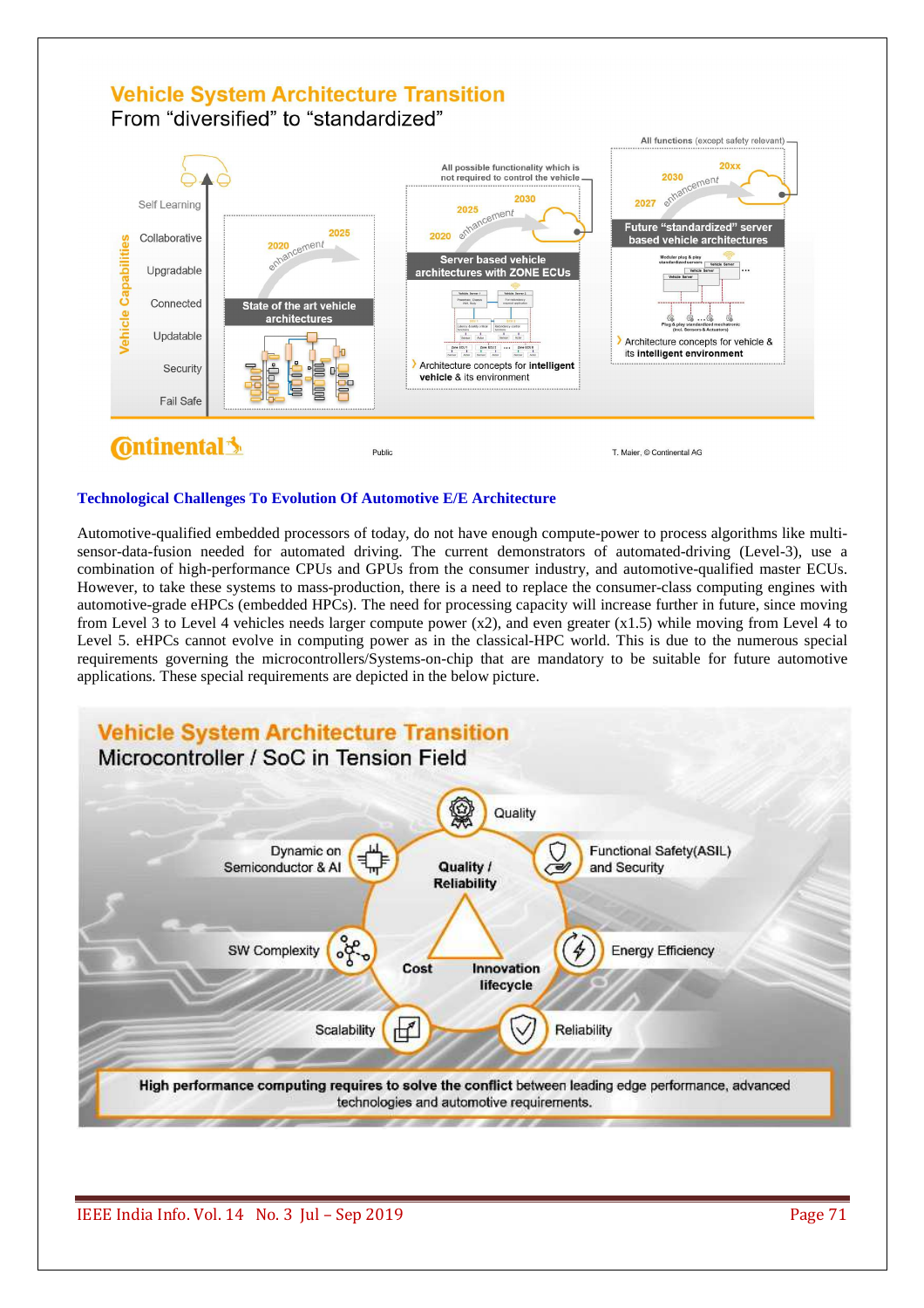## Technological Challenges To Evolution Of Automotive E/E Architecture

Automotive-qualified embedded processors of today, do not have enough compute-power to process algorithms like multi-sensor-data-fusion needed for automated driving. The current demonstrators of automated-driving (Level-3), use a combination of high-performance CPUs and GPUs from the consumer industry, and automotive-qualified master ECUs. However, to take these systems to mass-production, there is a need to replace the consumer-class computing engines with automotive-grade eHPCs (embedded HPCs). The need for processing capacity will increase further in future, since moving from Level 3 to Level 4 vehicles needs larger compute power (x2), and even greater (x1.5) while moving from Level 4 to Level 5. eHPCs cannot evolve in computing power as in the classical-HPC world. This is due to the numerous special requirements governing the microcontrollers/Systems-on-chip that are mandatory to be suitable for future automotive applications. These special requirements are depicted in the below picture.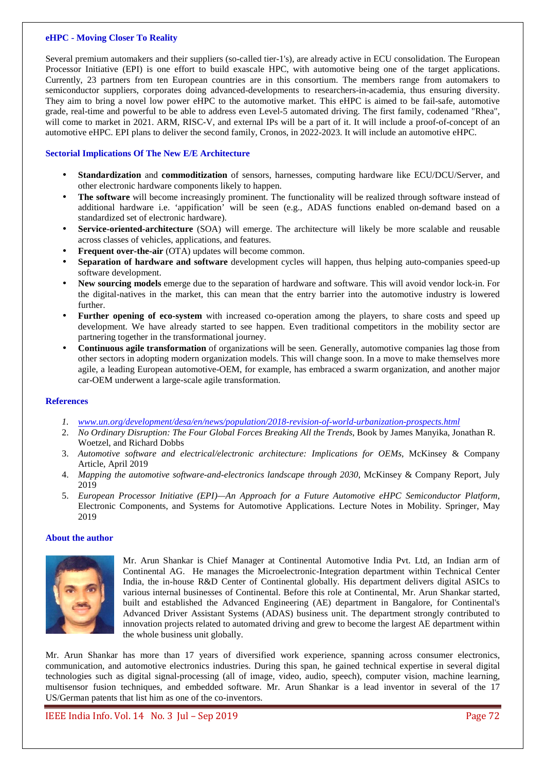### eHPC - Moving Closer To Reality

Several premium automakers and their suppliers (so-called tier-1's), are already active in ECU consolidation. The European Processor Initiative (EPI) is one effort to build exascale HPC, with automotive being one of the target applications. Currently, 23 partners from ten European countries are in this consortium. The members range from automakers to semiconductor suppliers, corporates doing advanced-developments to researchers-in-academia, thus ensuring diversity. They aim to bring a novel low power eHPC to the automotive market. This eHPC is aimed to be fail-safe, automotive grade, real-time and powerful to be able to address even Level-5 automated driving. The first family, codenamed "Rhea", will come to market in 2021. ARM, RISC-V, and external IPs will be a part of it. It will include a proof-of-concept of an automotive eHPC. EPI plans to deliver the second family, Cronos, in 2022-2023. It will include an automotive eHPC.

### Sectorial Implications Of The New E/E Architecture

- **Standardization** and **commoditization** of sensors, harnesses, computing hardware like ECU/DCU/Server, and other electronic hardware components likely to happen.
- **The software** will become increasingly prominent. The functionality will be realized through software instead of additional hardware i.e. 'appification' will be seen (e.g., ADAS functions enabled on-demand based on a standardized set of electronic hardware).
- **Service-oriented-architecture** (SOA) will emerge. The architecture will likely be more scalable and reusable across classes of vehicles, applications, and features.
- **Frequent over-the-air** (OTA) updates will become common.
- **Separation of hardware and software** development cycles will happen, thus helping auto-companies speed-up software development.
- **New sourcing models** emerge due to the separation of hardware and software. This will avoid vendor lock-in. For the digital-natives in the market, this can mean that the entry barrier into the automotive industry is lowered further.
- **Further opening of eco-system** with increased co-operation among the players, to share costs and speed up development. We have already started to see happen. Even traditional competitors in the mobility sector are partnering together in the transformational journey.
- **Continuous agile transformation** of organizations will be seen. Generally, automotive companies lag those from other sectors in adopting modern organization models. This will change soon. In a move to make themselves more agile, a leading European automotive-OEM, for example, has embraced a swarm organization, and another major car-OEM underwent a large-scale agile transformation.

### References

1. www.un.org/development/desa/en/news/population/2018-revision-of-world-urbanization-prospects.html
2. *No Ordinary Disruption: The Four Global Forces Breaking All the Trends*, Book by James Manyika, Jonathan R. Woetzel, and Richard Dobbs
3. *Automotive software and electrical/electronic architecture: Implications for OEMs*, McKinsey & Company Article, April 2019
4. *Mapping the automotive software-and-electronics landscape through 2030*, McKinsey & Company Report, July 2019
5. *European Processor Initiative (EPI)—An Approach for a Future Automotive eHPC Semiconductor Platform*, Electronic Components, and Systems for Automotive Applications. Lecture Notes in Mobility. Springer, May 2019

### About the author

Mr. Arun Shankar is Chief Manager at Continental Automotive India Pvt. Ltd, an Indian arm of Continental AG. He manages the Microelectronic-Integration department within Technical Center India, the in-house R&D Center of Continental globally. His department delivers digital ASICs to various internal businesses of Continental. Before this role at Continental, Mr. Arun Shankar started, built and established the Advanced Engineering (AE) department in Bangalore, for Continental's Advanced Driver Assistant Systems (ADAS) business unit. The department strongly contributed to innovation projects related to automated driving and grew to become the largest AE department within the whole business unit globally.

Mr. Arun Shankar has more than 17 years of diversified work experience, spanning across consumer electronics, communication, and automotive electronics industries. During this span, he gained technical expertise in several digital technologies such as digital signal-processing (all of image, video, audio, speech), computer vision, machine learning, multisensor fusion techniques, and embedded software. Mr. Arun Shankar is a lead inventor in several of the 17 US/German patents that list him as one of the co-inventors.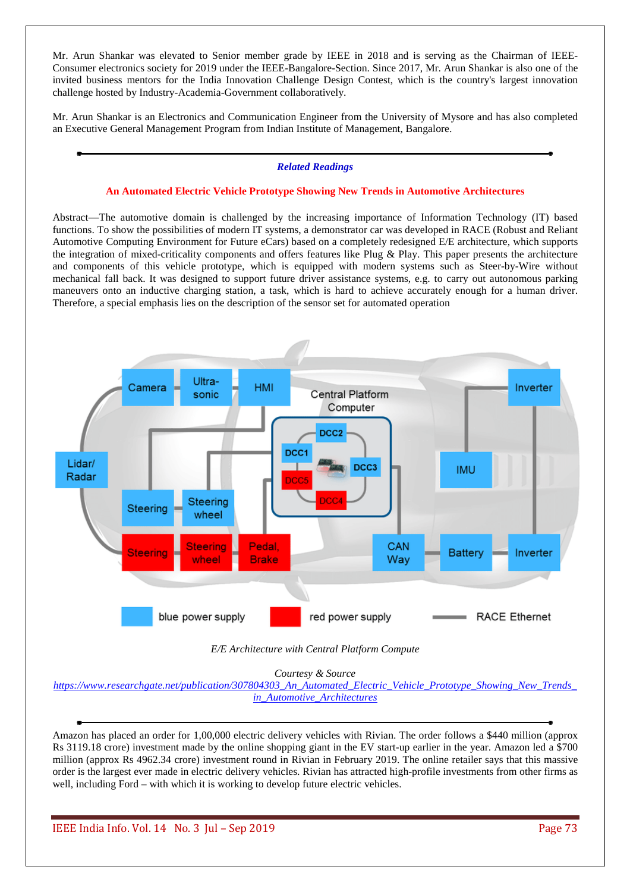Mr. Arun Shankar was elevated to Senior member grade by IEEE in 2018 and is serving as the Chairman of IEEE-Consumer electronics society for 2019 under the IEEE-Bangalore-Section. Since 2017, Mr. Arun Shankar is also one of the invited business mentors for the India Innovation Challenge Design Contest, which is the country's largest innovation challenge hosted by Industry-Academia-Government collaboratively.

Mr. Arun Shankar is an Electronics and Communication Engineer from the University of Mysore and has also completed an Executive General Management Program from Indian Institute of Management, Bangalore.

---

***Related Readings***

**An Automated Electric Vehicle Prototype Showing New Trends in Automotive Architectures**

Abstract—The automotive domain is challenged by the increasing importance of Information Technology (IT) based functions. To show the possibilities of modern IT systems, a demonstrator car was developed in RACE (Robust and Reliant Automotive Computing Environment for Future eCars) based on a completely redesigned E/E architecture, which supports the integration of mixed-criticality components and offers features like Plug & Play. This paper presents the architecture and components of this vehicle prototype, which is equipped with modern systems such as Steer-by-Wire without mechanical fall back. It was designed to support future driver assistance systems, e.g. to carry out autonomous parking maneuvers onto an inductive charging station, a task, which is hard to achieve accurately enough for a human driver. Therefore, a special emphasis lies on the description of the sensor set for automated operation

Camera
Ultra-sonic
HMI
Central Platform Computer
Inverter
DCC2
DCC1
DCC3
DCC5
DCC4
Lidar/ Radar
IMU
Steering
Steering wheel
Steering
Steering wheel
Pedal, Brake
CAN Way
Battery
Inverter
blue power supply
red power supply
RACE Ethernet

*E/E Architecture with Central Platform Compute*

*Courtesy & Source*
*https://www.researchgate.net/publication/307804303_An_Automated_Electric_Vehicle_Prototype_Showing_New_Trends_in_Automotive_Architectures*

---

Amazon has placed an order for 1,00,000 electric delivery vehicles with Rivian. The order follows a $440 million (approx Rs 3119.18 crore) investment made by the online shopping giant in the EV start-up earlier in the year. Amazon led a $700 million (approx Rs 4962.34 crore) investment round in Rivian in February 2019. The online retailer says that this massive order is the largest ever made in electric delivery vehicles. Rivian has attracted high-profile investments from other firms as well, including Ford – with which it is working to develop future electric vehicles.